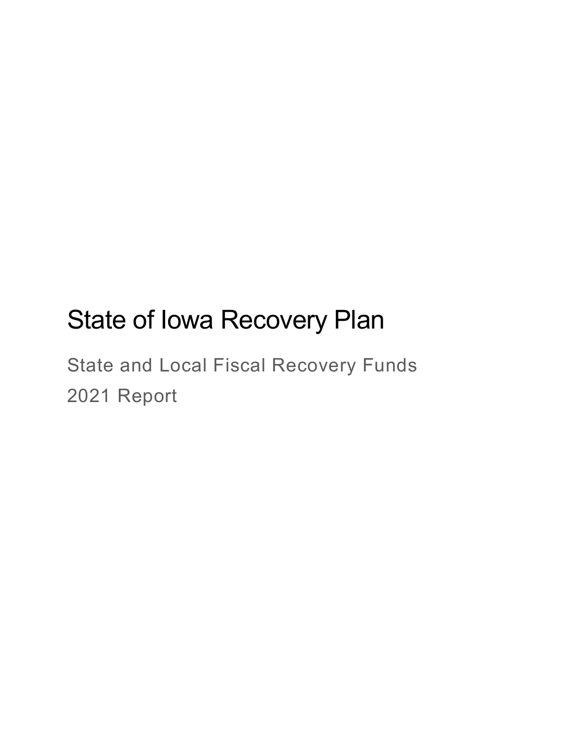# State of Iowa Recovery Plan

State and Local Fiscal Recovery Funds

2021 Report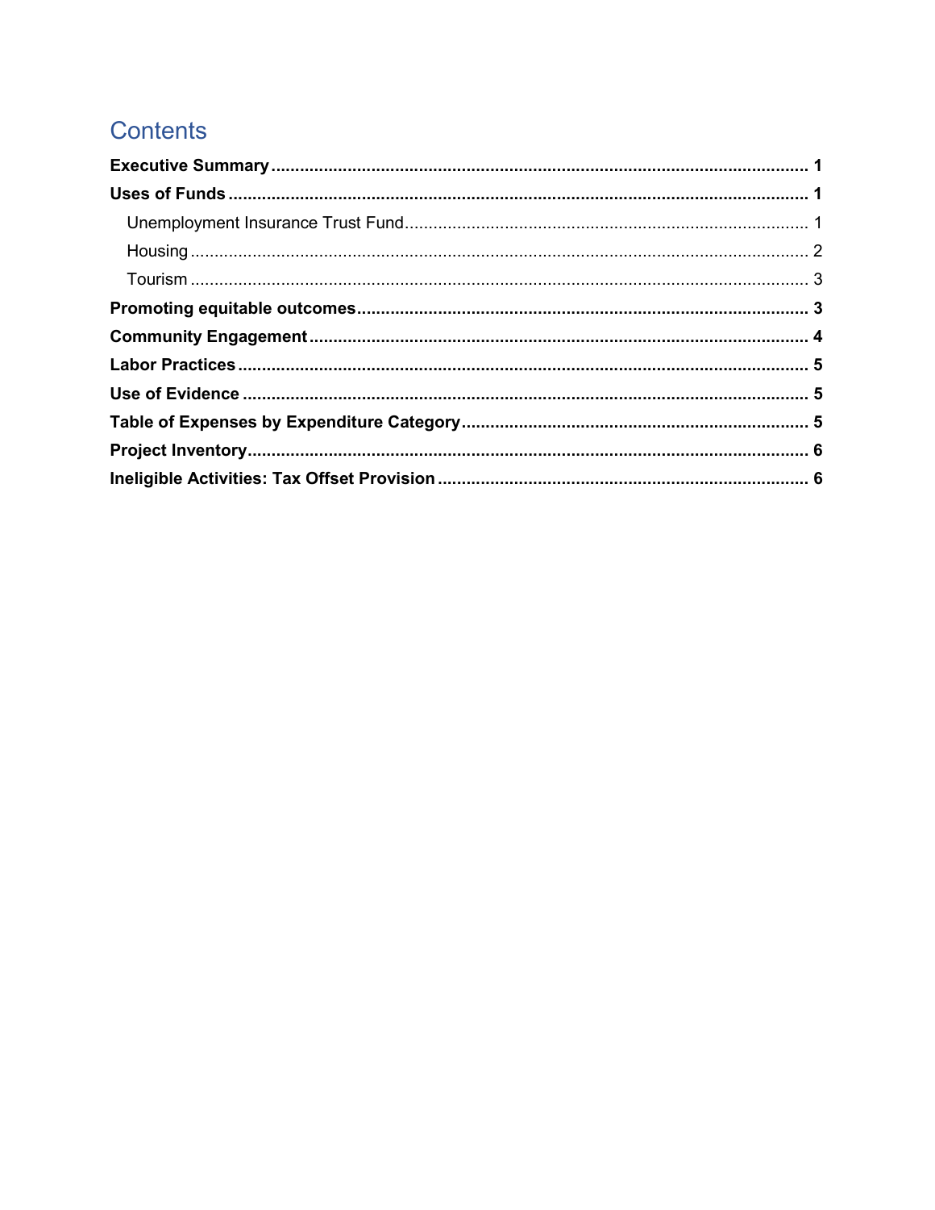# Contents

**Executive Summary** .......... **1**

**Uses of Funds** .......... **1**

- Unemployment Insurance Trust Fund .......... 1
- Housing .......... 2
- Tourism .......... 3

**Promoting equitable outcomes** .......... **3**

**Community Engagement** .......... **4**

**Labor Practices** .......... **5**

**Use of Evidence** .......... **5**

**Table of Expenses by Expenditure Category** .......... **5**

**Project Inventory** .......... **6**

**Ineligible Activities: Tax Offset Provision** .......... **6**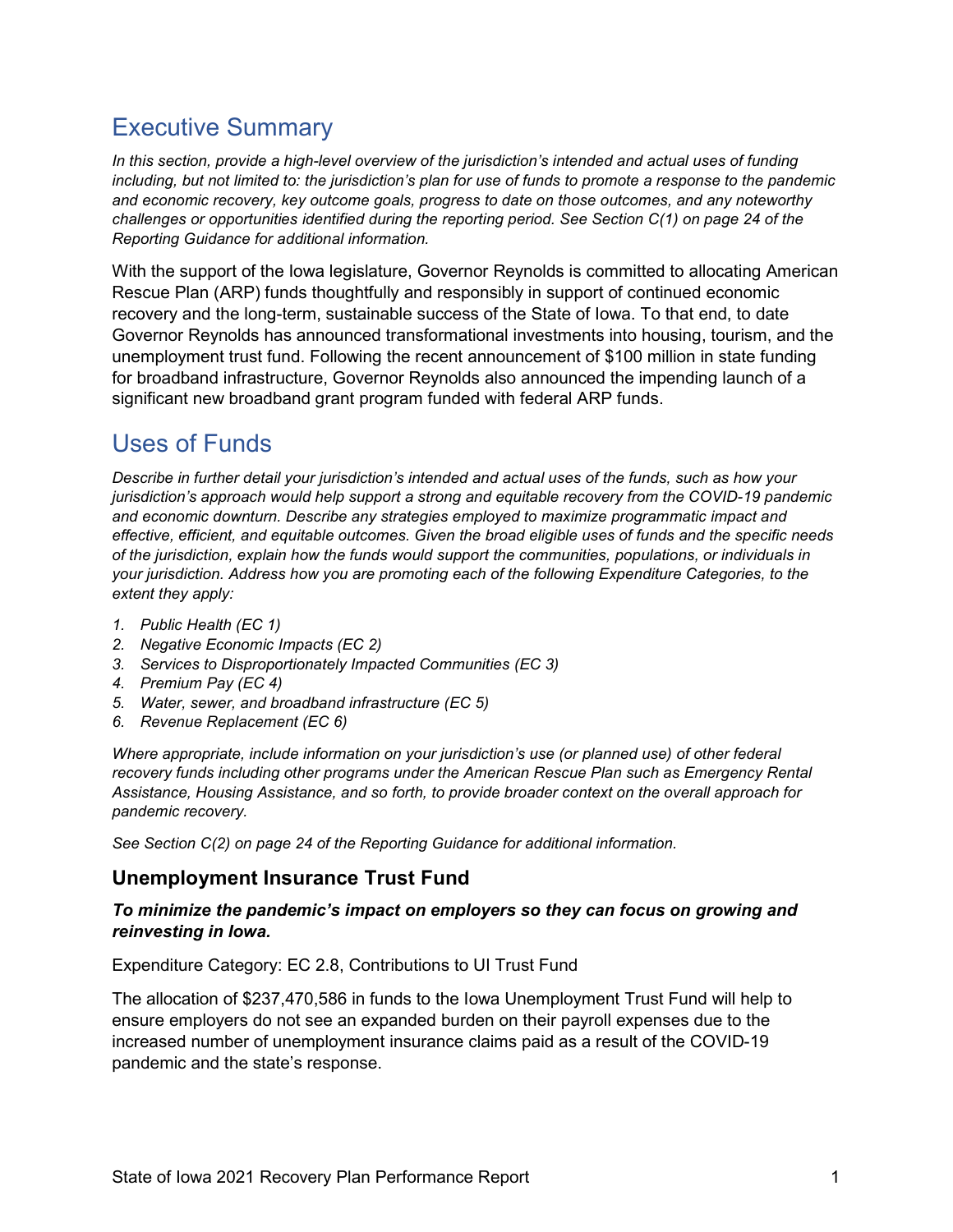# Executive Summary

*In this section, provide a high-level overview of the jurisdiction's intended and actual uses of funding including, but not limited to: the jurisdiction's plan for use of funds to promote a response to the pandemic and economic recovery, key outcome goals, progress to date on those outcomes, and any noteworthy challenges or opportunities identified during the reporting period. See Section C(1) on page 24 of the Reporting Guidance for additional information.*

With the support of the Iowa legislature, Governor Reynolds is committed to allocating American Rescue Plan (ARP) funds thoughtfully and responsibly in support of continued economic recovery and the long-term, sustainable success of the State of Iowa. To that end, to date Governor Reynolds has announced transformational investments into housing, tourism, and the unemployment trust fund. Following the recent announcement of $100 million in state funding for broadband infrastructure, Governor Reynolds also announced the impending launch of a significant new broadband grant program funded with federal ARP funds.

# Uses of Funds

*Describe in further detail your jurisdiction's intended and actual uses of the funds, such as how your jurisdiction's approach would help support a strong and equitable recovery from the COVID-19 pandemic and economic downturn. Describe any strategies employed to maximize programmatic impact and effective, efficient, and equitable outcomes. Given the broad eligible uses of funds and the specific needs of the jurisdiction, explain how the funds would support the communities, populations, or individuals in your jurisdiction. Address how you are promoting each of the following Expenditure Categories, to the extent they apply:*

1. *Public Health (EC 1)*
2. *Negative Economic Impacts (EC 2)*
3. *Services to Disproportionately Impacted Communities (EC 3)*
4. *Premium Pay (EC 4)*
5. *Water, sewer, and broadband infrastructure (EC 5)*
6. *Revenue Replacement (EC 6)*

*Where appropriate, include information on your jurisdiction's use (or planned use) of other federal recovery funds including other programs under the American Rescue Plan such as Emergency Rental Assistance, Housing Assistance, and so forth, to provide broader context on the overall approach for pandemic recovery.*

*See Section C(2) on page 24 of the Reporting Guidance for additional information.*

### Unemployment Insurance Trust Fund

***To minimize the pandemic's impact on employers so they can focus on growing and reinvesting in Iowa.***

Expenditure Category: EC 2.8, Contributions to UI Trust Fund

The allocation of $237,470,586 in funds to the Iowa Unemployment Trust Fund will help to ensure employers do not see an expanded burden on their payroll expenses due to the increased number of unemployment insurance claims paid as a result of the COVID-19 pandemic and the state's response.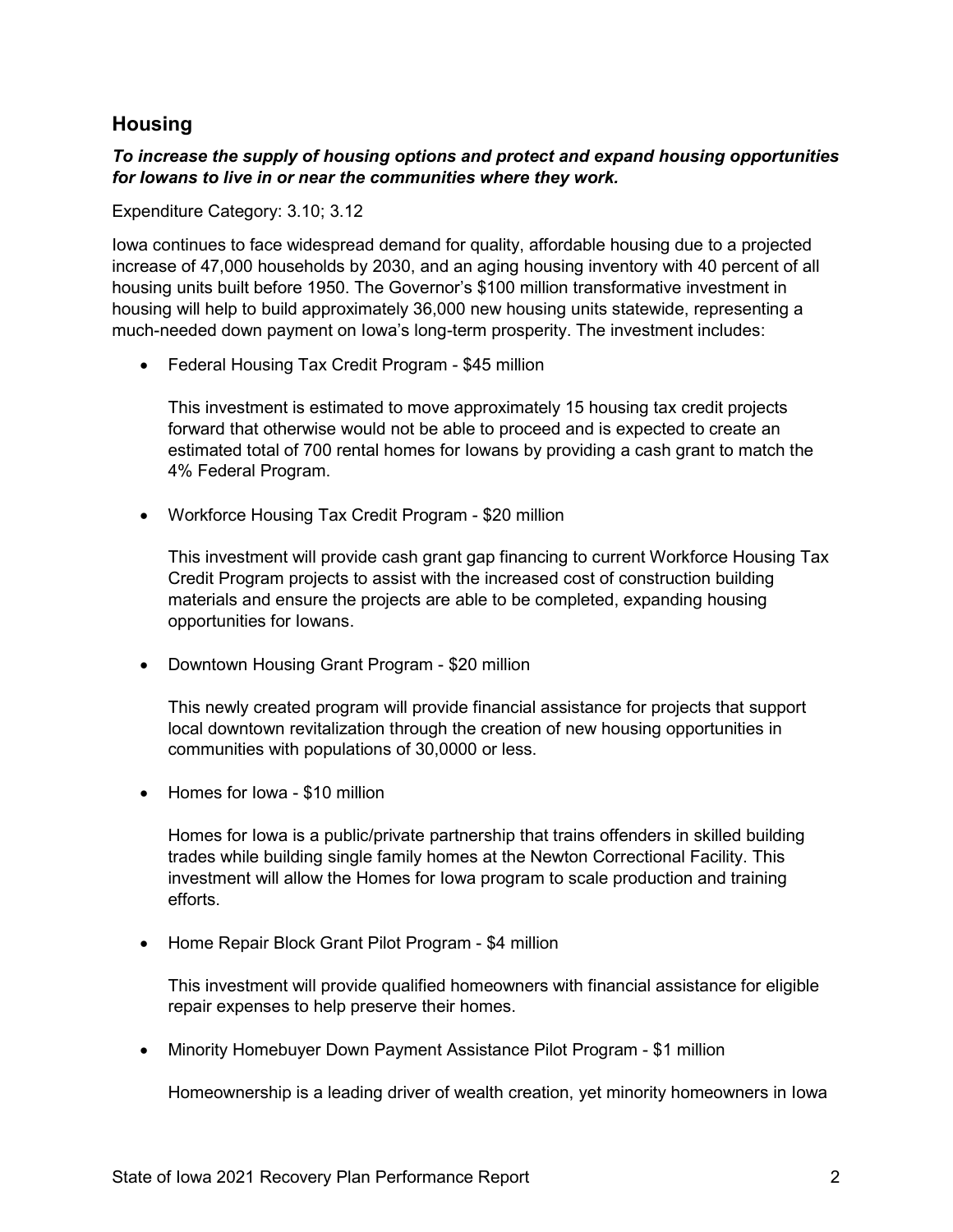## Housing

***To increase the supply of housing options and protect and expand housing opportunities for Iowans to live in or near the communities where they work.***

Expenditure Category: 3.10; 3.12

Iowa continues to face widespread demand for quality, affordable housing due to a projected increase of 47,000 households by 2030, and an aging housing inventory with 40 percent of all housing units built before 1950. The Governor's $100 million transformative investment in housing will help to build approximately 36,000 new housing units statewide, representing a much-needed down payment on Iowa's long-term prosperity. The investment includes:

- Federal Housing Tax Credit Program - $45 million

  This investment is estimated to move approximately 15 housing tax credit projects forward that otherwise would not be able to proceed and is expected to create an estimated total of 700 rental homes for Iowans by providing a cash grant to match the 4% Federal Program.

- Workforce Housing Tax Credit Program - $20 million

  This investment will provide cash grant gap financing to current Workforce Housing Tax Credit Program projects to assist with the increased cost of construction building materials and ensure the projects are able to be completed, expanding housing opportunities for Iowans.

- Downtown Housing Grant Program - $20 million

  This newly created program will provide financial assistance for projects that support local downtown revitalization through the creation of new housing opportunities in communities with populations of 30,0000 or less.

- Homes for Iowa - $10 million

  Homes for Iowa is a public/private partnership that trains offenders in skilled building trades while building single family homes at the Newton Correctional Facility. This investment will allow the Homes for Iowa program to scale production and training efforts.

- Home Repair Block Grant Pilot Program - $4 million

  This investment will provide qualified homeowners with financial assistance for eligible repair expenses to help preserve their homes.

- Minority Homebuyer Down Payment Assistance Pilot Program - $1 million

  Homeownership is a leading driver of wealth creation, yet minority homeowners in Iowa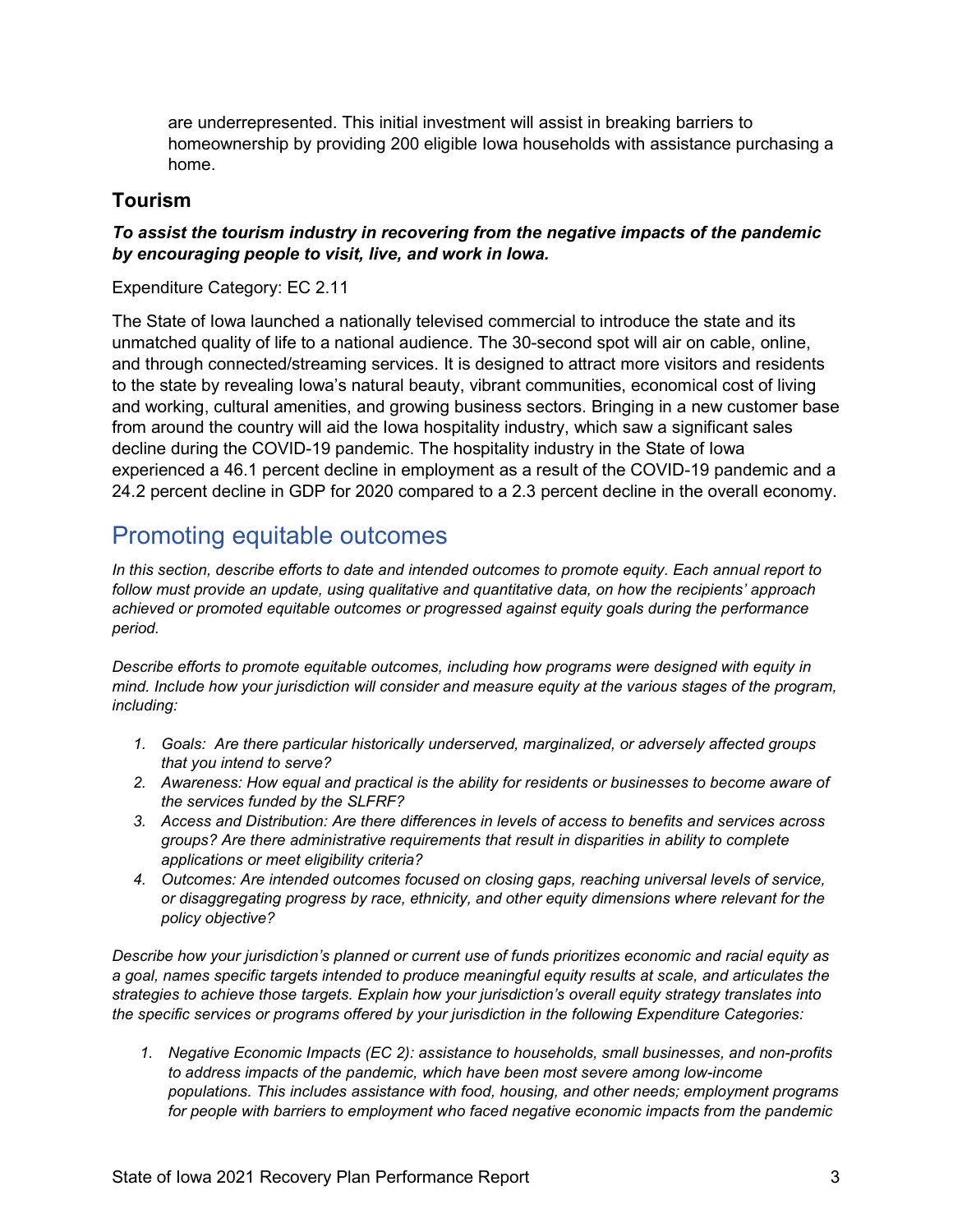are underrepresented. This initial investment will assist in breaking barriers to homeownership by providing 200 eligible Iowa households with assistance purchasing a home.

### Tourism

***To assist the tourism industry in recovering from the negative impacts of the pandemic by encouraging people to visit, live, and work in Iowa.***

Expenditure Category: EC 2.11

The State of Iowa launched a nationally televised commercial to introduce the state and its unmatched quality of life to a national audience. The 30-second spot will air on cable, online, and through connected/streaming services. It is designed to attract more visitors and residents to the state by revealing Iowa's natural beauty, vibrant communities, economical cost of living and working, cultural amenities, and growing business sectors. Bringing in a new customer base from around the country will aid the Iowa hospitality industry, which saw a significant sales decline during the COVID-19 pandemic. The hospitality industry in the State of Iowa experienced a 46.1 percent decline in employment as a result of the COVID-19 pandemic and a 24.2 percent decline in GDP for 2020 compared to a 2.3 percent decline in the overall economy.

## Promoting equitable outcomes

*In this section, describe efforts to date and intended outcomes to promote equity. Each annual report to follow must provide an update, using qualitative and quantitative data, on how the recipients' approach achieved or promoted equitable outcomes or progressed against equity goals during the performance period.*

*Describe efforts to promote equitable outcomes, including how programs were designed with equity in mind. Include how your jurisdiction will consider and measure equity at the various stages of the program, including:*

1. *Goals: Are there particular historically underserved, marginalized, or adversely affected groups that you intend to serve?*
2. *Awareness: How equal and practical is the ability for residents or businesses to become aware of the services funded by the SLFRF?*
3. *Access and Distribution: Are there differences in levels of access to benefits and services across groups? Are there administrative requirements that result in disparities in ability to complete applications or meet eligibility criteria?*
4. *Outcomes: Are intended outcomes focused on closing gaps, reaching universal levels of service, or disaggregating progress by race, ethnicity, and other equity dimensions where relevant for the policy objective?*

*Describe how your jurisdiction's planned or current use of funds prioritizes economic and racial equity as a goal, names specific targets intended to produce meaningful equity results at scale, and articulates the strategies to achieve those targets. Explain how your jurisdiction's overall equity strategy translates into the specific services or programs offered by your jurisdiction in the following Expenditure Categories:*

1. *Negative Economic Impacts (EC 2): assistance to households, small businesses, and non-profits to address impacts of the pandemic, which have been most severe among low-income populations. This includes assistance with food, housing, and other needs; employment programs for people with barriers to employment who faced negative economic impacts from the pandemic*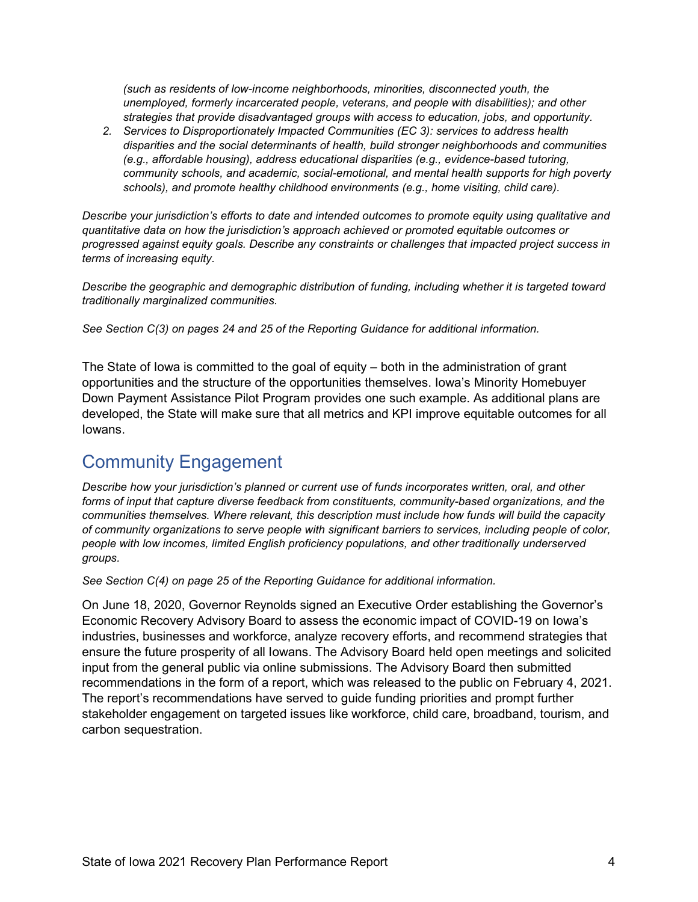*(such as residents of low-income neighborhoods, minorities, disconnected youth, the unemployed, formerly incarcerated people, veterans, and people with disabilities); and other strategies that provide disadvantaged groups with access to education, jobs, and opportunity.*

2. *Services to Disproportionately Impacted Communities (EC 3): services to address health disparities and the social determinants of health, build stronger neighborhoods and communities (e.g., affordable housing), address educational disparities (e.g., evidence-based tutoring, community schools, and academic, social-emotional, and mental health supports for high poverty schools), and promote healthy childhood environments (e.g., home visiting, child care).*

*Describe your jurisdiction's efforts to date and intended outcomes to promote equity using qualitative and quantitative data on how the jurisdiction's approach achieved or promoted equitable outcomes or progressed against equity goals. Describe any constraints or challenges that impacted project success in terms of increasing equity.*

*Describe the geographic and demographic distribution of funding, including whether it is targeted toward traditionally marginalized communities.*

*See Section C(3) on pages 24 and 25 of the Reporting Guidance for additional information.*

The State of Iowa is committed to the goal of equity – both in the administration of grant opportunities and the structure of the opportunities themselves. Iowa's Minority Homebuyer Down Payment Assistance Pilot Program provides one such example. As additional plans are developed, the State will make sure that all metrics and KPI improve equitable outcomes for all Iowans.

## Community Engagement

*Describe how your jurisdiction's planned or current use of funds incorporates written, oral, and other forms of input that capture diverse feedback from constituents, community-based organizations, and the communities themselves. Where relevant, this description must include how funds will build the capacity of community organizations to serve people with significant barriers to services, including people of color, people with low incomes, limited English proficiency populations, and other traditionally underserved groups.*

*See Section C(4) on page 25 of the Reporting Guidance for additional information.*

On June 18, 2020, Governor Reynolds signed an Executive Order establishing the Governor's Economic Recovery Advisory Board to assess the economic impact of COVID-19 on Iowa's industries, businesses and workforce, analyze recovery efforts, and recommend strategies that ensure the future prosperity of all Iowans. The Advisory Board held open meetings and solicited input from the general public via online submissions. The Advisory Board then submitted recommendations in the form of a report, which was released to the public on February 4, 2021. The report's recommendations have served to guide funding priorities and prompt further stakeholder engagement on targeted issues like workforce, child care, broadband, tourism, and carbon sequestration.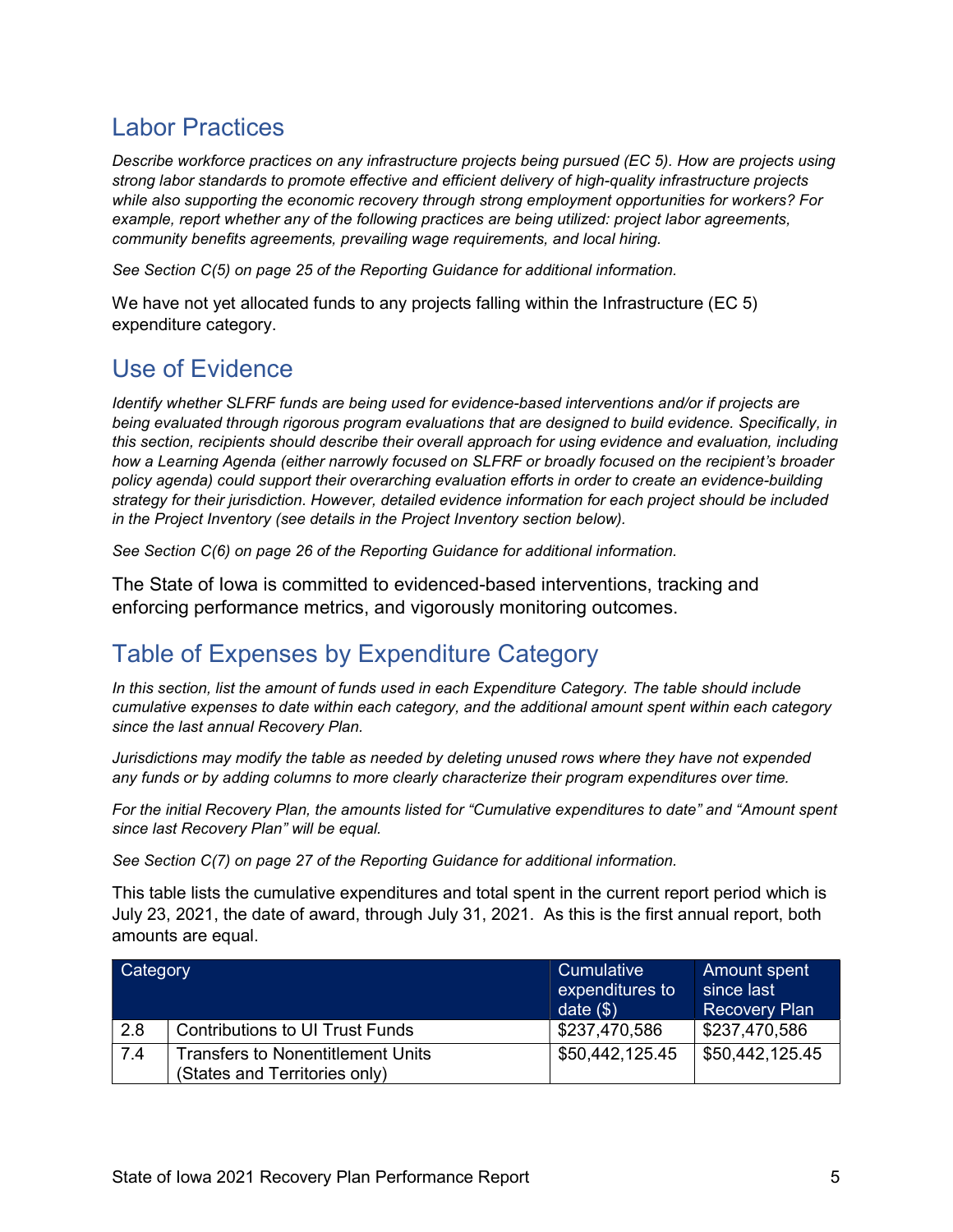## Labor Practices

*Describe workforce practices on any infrastructure projects being pursued (EC 5). How are projects using strong labor standards to promote effective and efficient delivery of high-quality infrastructure projects while also supporting the economic recovery through strong employment opportunities for workers? For example, report whether any of the following practices are being utilized: project labor agreements, community benefits agreements, prevailing wage requirements, and local hiring.*

*See Section C(5) on page 25 of the Reporting Guidance for additional information.*

We have not yet allocated funds to any projects falling within the Infrastructure (EC 5) expenditure category.

## Use of Evidence

*Identify whether SLFRF funds are being used for evidence-based interventions and/or if projects are being evaluated through rigorous program evaluations that are designed to build evidence. Specifically, in this section, recipients should describe their overall approach for using evidence and evaluation, including how a Learning Agenda (either narrowly focused on SLFRF or broadly focused on the recipient's broader policy agenda) could support their overarching evaluation efforts in order to create an evidence-building strategy for their jurisdiction. However, detailed evidence information for each project should be included in the Project Inventory (see details in the Project Inventory section below).*

*See Section C(6) on page 26 of the Reporting Guidance for additional information.*

The State of Iowa is committed to evidenced-based interventions, tracking and enforcing performance metrics, and vigorously monitoring outcomes.

## Table of Expenses by Expenditure Category

*In this section, list the amount of funds used in each Expenditure Category. The table should include cumulative expenses to date within each category, and the additional amount spent within each category since the last annual Recovery Plan.*

*Jurisdictions may modify the table as needed by deleting unused rows where they have not expended any funds or by adding columns to more clearly characterize their program expenditures over time.*

*For the initial Recovery Plan, the amounts listed for "Cumulative expenditures to date" and "Amount spent since last Recovery Plan" will be equal.*

*See Section C(7) on page 27 of the Reporting Guidance for additional information.*

This table lists the cumulative expenditures and total spent in the current report period which is July 23, 2021, the date of award, through July 31, 2021. As this is the first annual report, both amounts are equal.

| Category | | Cumulative expenditures to date ($) | Amount spent since last Recovery Plan |
|---|---|---|---|
| 2.8 | Contributions to UI Trust Funds | $237,470,586 | $237,470,586 |
| 7.4 | Transfers to Nonentitlement Units (States and Territories only) | $50,442,125.45 | $50,442,125.45 |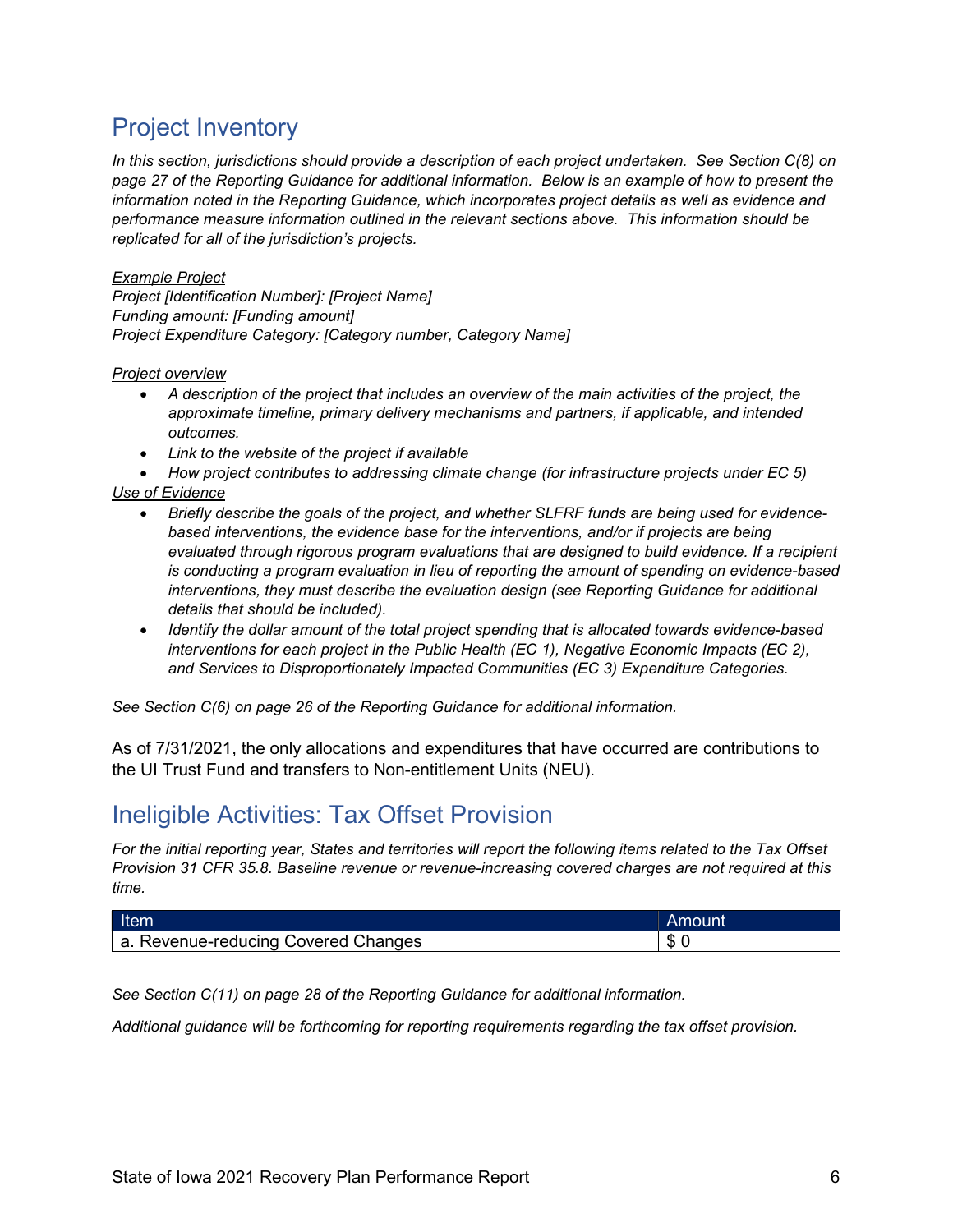## Project Inventory

*In this section, jurisdictions should provide a description of each project undertaken. See Section C(8) on page 27 of the Reporting Guidance for additional information. Below is an example of how to present the information noted in the Reporting Guidance, which incorporates project details as well as evidence and performance measure information outlined in the relevant sections above. This information should be replicated for all of the jurisdiction's projects.*

*<u>Example Project</u>*
*Project [Identification Number]: [Project Name]*
*Funding amount: [Funding amount]*
*Project Expenditure Category: [Category number, Category Name]*

*<u>Project overview</u>*

- *A description of the project that includes an overview of the main activities of the project, the approximate timeline, primary delivery mechanisms and partners, if applicable, and intended outcomes.*
- *Link to the website of the project if available*
- *How project contributes to addressing climate change (for infrastructure projects under EC 5)*

*<u>Use of Evidence</u>*

- *Briefly describe the goals of the project, and whether SLFRF funds are being used for evidence-based interventions, the evidence base for the interventions, and/or if projects are being evaluated through rigorous program evaluations that are designed to build evidence. If a recipient is conducting a program evaluation in lieu of reporting the amount of spending on evidence-based interventions, they must describe the evaluation design (see Reporting Guidance for additional details that should be included).*
- *Identify the dollar amount of the total project spending that is allocated towards evidence-based interventions for each project in the Public Health (EC 1), Negative Economic Impacts (EC 2), and Services to Disproportionately Impacted Communities (EC 3) Expenditure Categories.*

*See Section C(6) on page 26 of the Reporting Guidance for additional information.*

As of 7/31/2021, the only allocations and expenditures that have occurred are contributions to the UI Trust Fund and transfers to Non-entitlement Units (NEU).

## Ineligible Activities: Tax Offset Provision

*For the initial reporting year, States and territories will report the following items related to the Tax Offset Provision 31 CFR 35.8. Baseline revenue or revenue-increasing covered charges are not required at this time.*

| Item | Amount |
|---|---|
| a. Revenue-reducing Covered Changes | $ 0 |

*See Section C(11) on page 28 of the Reporting Guidance for additional information.*

*Additional guidance will be forthcoming for reporting requirements regarding the tax offset provision.*